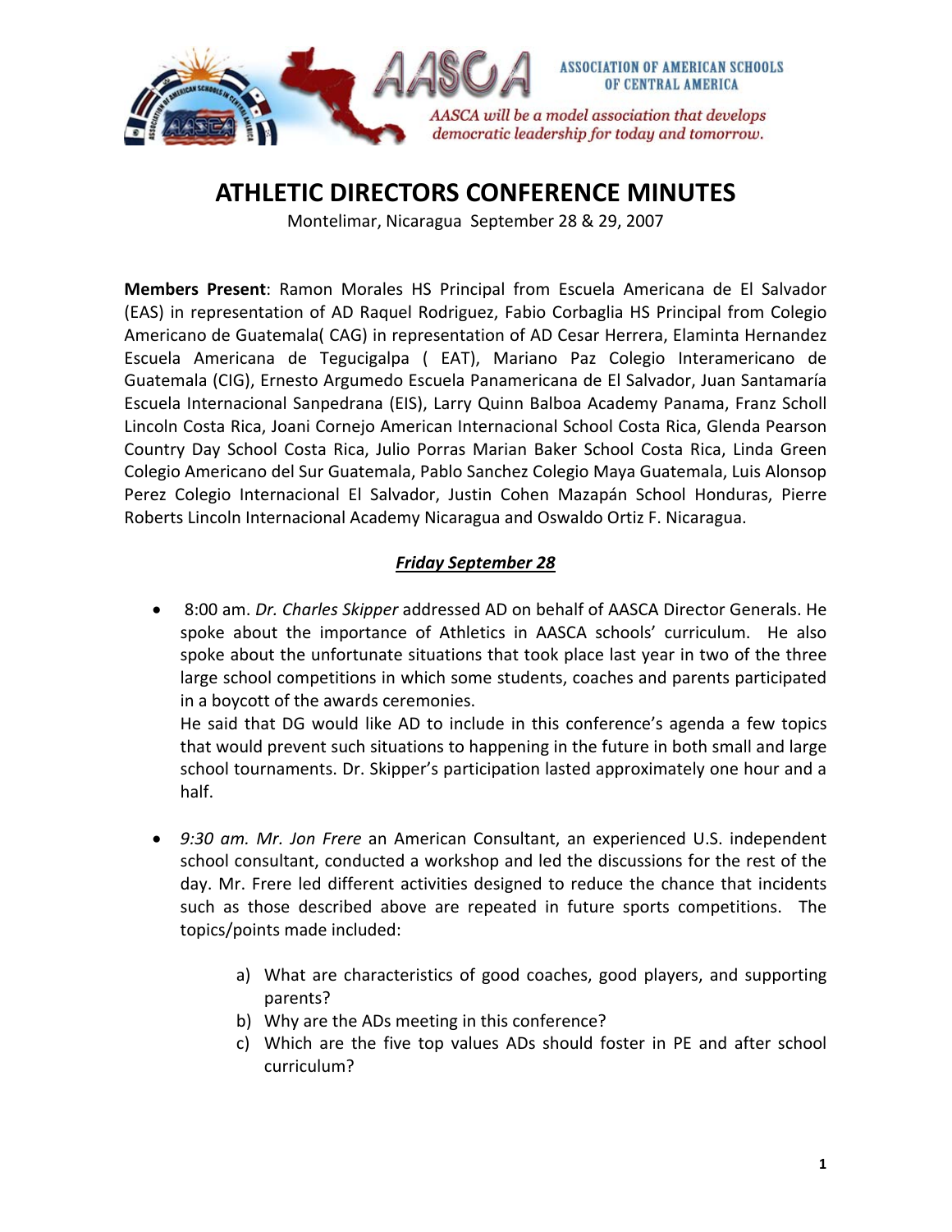ASSOCIATION OF AMERICAN SCHOOLS OF CENTRAL AMERICA

*AASCA will be a model association that develops democratic leadership for today and tomorrow.*

# ATHLETIC DIRECTORS CONFERENCE MINUTES

Montelimar, Nicaragua September 28 & 29, 2007

**Members Present**: Ramon Morales HS Principal from Escuela Americana de El Salvador (EAS) in representation of AD Raquel Rodriguez, Fabio Corbaglia HS Principal from Colegio Americano de Guatemala( CAG) in representation of AD Cesar Herrera, Elaminta Hernandez Escuela Americana de Tegucigalpa ( EAT), Mariano Paz Colegio Interamericano de Guatemala (CIG), Ernesto Argumedo Escuela Panamericana de El Salvador, Juan Santamaría Escuela Internacional Sanpedrana (EIS), Larry Quinn Balboa Academy Panama, Franz Scholl Lincoln Costa Rica, Joani Cornejo American Internacional School Costa Rica, Glenda Pearson Country Day School Costa Rica, Julio Porras Marian Baker School Costa Rica, Linda Green Colegio Americano del Sur Guatemala, Pablo Sanchez Colegio Maya Guatemala, Luis Alonsop Perez Colegio Internacional El Salvador, Justin Cohen Mazapán School Honduras, Pierre Roberts Lincoln Internacional Academy Nicaragua and Oswaldo Ortiz F. Nicaragua.

## *Friday September 28*

- 8:00 am. *Dr. Charles Skipper* addressed AD on behalf of AASCA Director Generals. He spoke about the importance of Athletics in AASCA schools' curriculum. He also spoke about the unfortunate situations that took place last year in two of the three large school competitions in which some students, coaches and parents participated in a boycott of the awards ceremonies.
  He said that DG would like AD to include in this conference's agenda a few topics that would prevent such situations to happening in the future in both small and large school tournaments. Dr. Skipper's participation lasted approximately one hour and a half.

- *9:30 am. Mr. Jon Frere* an American Consultant, an experienced U.S. independent school consultant, conducted a workshop and led the discussions for the rest of the day. Mr. Frere led different activities designed to reduce the chance that incidents such as those described above are repeated in future sports competitions. The topics/points made included:

  a) What are characteristics of good coaches, good players, and supporting parents?
  b) Why are the ADs meeting in this conference?
  c) Which are the five top values ADs should foster in PE and after school curriculum?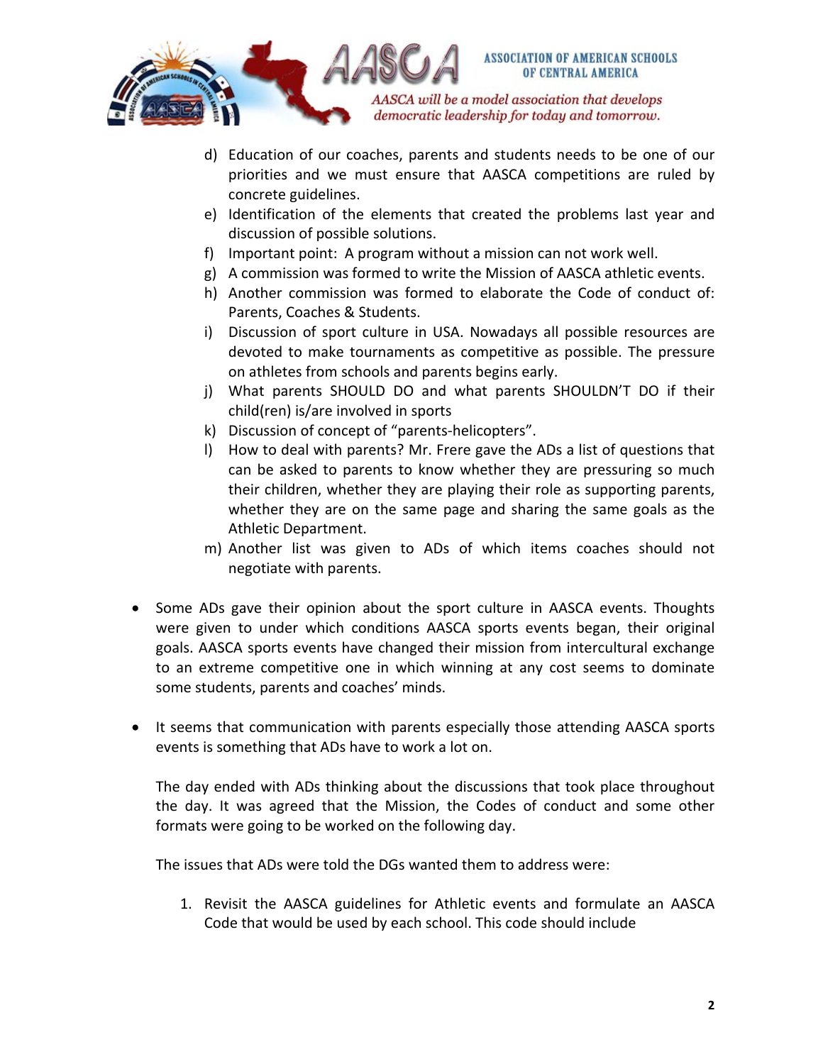d) Education of our coaches, parents and students needs to be one of our priorities and we must ensure that AASCA competitions are ruled by concrete guidelines.
e) Identification of the elements that created the problems last year and discussion of possible solutions.
f) Important point: A program without a mission can not work well.
g) A commission was formed to write the Mission of AASCA athletic events.
h) Another commission was formed to elaborate the Code of conduct of: Parents, Coaches & Students.
i) Discussion of sport culture in USA. Nowadays all possible resources are devoted to make tournaments as competitive as possible. The pressure on athletes from schools and parents begins early.
j) What parents SHOULD DO and what parents SHOULDN'T DO if their child(ren) is/are involved in sports
k) Discussion of concept of "parents-helicopters".
l) How to deal with parents? Mr. Frere gave the ADs a list of questions that can be asked to parents to know whether they are pressuring so much their children, whether they are playing their role as supporting parents, whether they are on the same page and sharing the same goals as the Athletic Department.
m) Another list was given to ADs of which items coaches should not negotiate with parents.

- Some ADs gave their opinion about the sport culture in AASCA events. Thoughts were given to under which conditions AASCA sports events began, their original goals. AASCA sports events have changed their mission from intercultural exchange to an extreme competitive one in which winning at any cost seems to dominate some students, parents and coaches' minds.

- It seems that communication with parents especially those attending AASCA sports events is something that ADs have to work a lot on.

  The day ended with ADs thinking about the discussions that took place throughout the day. It was agreed that the Mission, the Codes of conduct and some other formats were going to be worked on the following day.

  The issues that ADs were told the DGs wanted them to address were:

  1. Revisit the AASCA guidelines for Athletic events and formulate an AASCA Code that would be used by each school. This code should include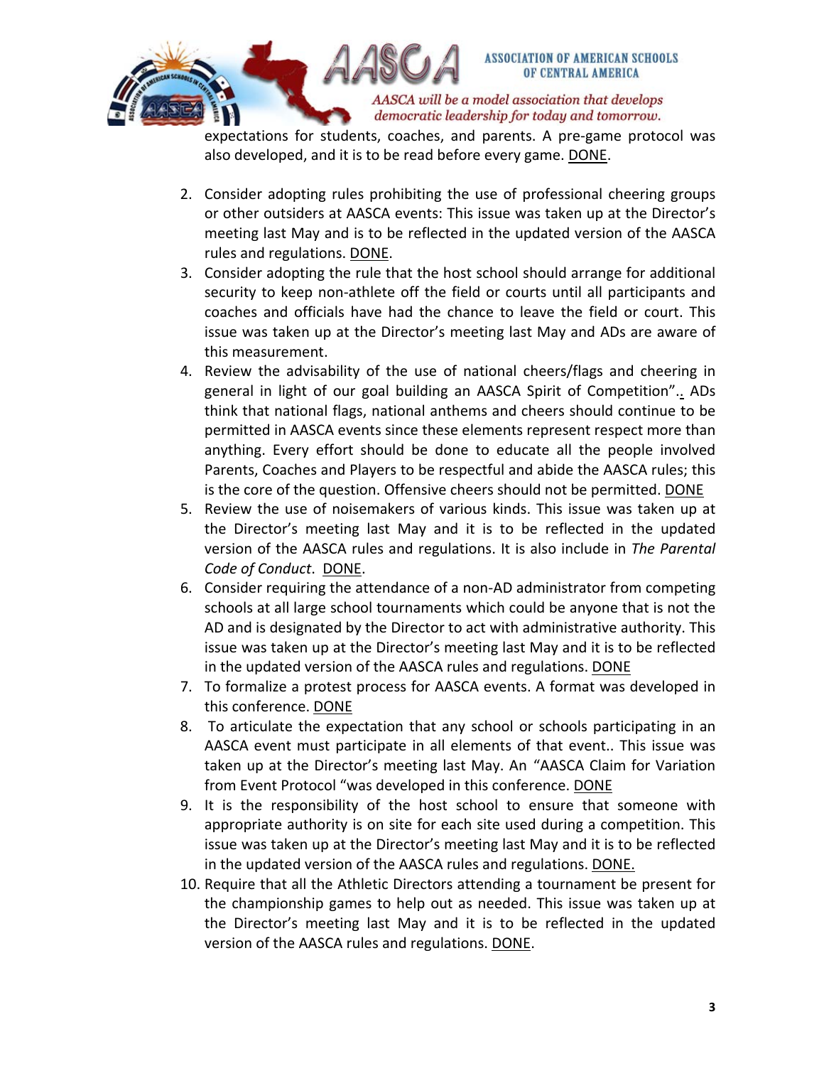expectations for students, coaches, and parents. A pre-game protocol was also developed, and it is to be read before every game. DONE.

2. Consider adopting rules prohibiting the use of professional cheering groups or other outsiders at AASCA events: This issue was taken up at the Director's meeting last May and is to be reflected in the updated version of the AASCA rules and regulations. DONE.
3. Consider adopting the rule that the host school should arrange for additional security to keep non-athlete off the field or courts until all participants and coaches and officials have had the chance to leave the field or court. This issue was taken up at the Director's meeting last May and ADs are aware of this measurement.
4. Review the advisability of the use of national cheers/flags and cheering in general in light of our goal building an AASCA Spirit of Competition".. ADs think that national flags, national anthems and cheers should continue to be permitted in AASCA events since these elements represent respect more than anything. Every effort should be done to educate all the people involved Parents, Coaches and Players to be respectful and abide the AASCA rules; this is the core of the question. Offensive cheers should not be permitted. DONE
5. Review the use of noisemakers of various kinds. This issue was taken up at the Director's meeting last May and it is to be reflected in the updated version of the AASCA rules and regulations. It is also include in *The Parental Code of Conduct*. DONE.
6. Consider requiring the attendance of a non-AD administrator from competing schools at all large school tournaments which could be anyone that is not the AD and is designated by the Director to act with administrative authority. This issue was taken up at the Director's meeting last May and it is to be reflected in the updated version of the AASCA rules and regulations. DONE
7. To formalize a protest process for AASCA events. A format was developed in this conference. DONE
8. To articulate the expectation that any school or schools participating in an AASCA event must participate in all elements of that event.. This issue was taken up at the Director's meeting last May. An "AASCA Claim for Variation from Event Protocol "was developed in this conference. DONE
9. It is the responsibility of the host school to ensure that someone with appropriate authority is on site for each site used during a competition. This issue was taken up at the Director's meeting last May and it is to be reflected in the updated version of the AASCA rules and regulations. DONE.
10. Require that all the Athletic Directors attending a tournament be present for the championship games to help out as needed. This issue was taken up at the Director's meeting last May and it is to be reflected in the updated version of the AASCA rules and regulations. DONE.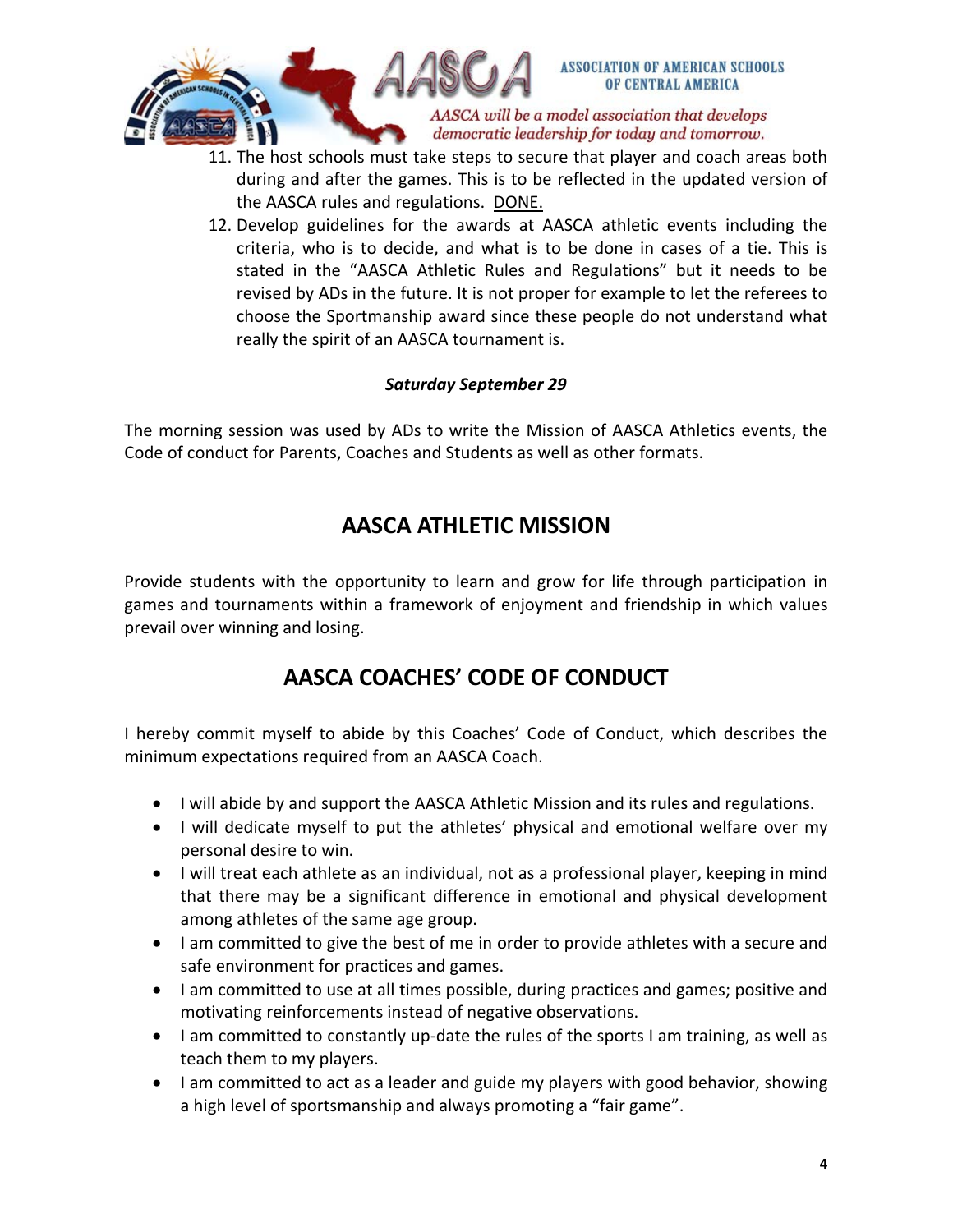11. The host schools must take steps to secure that player and coach areas both during and after the games. This is to be reflected in the updated version of the AASCA rules and regulations. <u>DONE.</u>
12. Develop guidelines for the awards at AASCA athletic events including the criteria, who is to decide, and what is to be done in cases of a tie. This is stated in the "AASCA Athletic Rules and Regulations" but it needs to be revised by ADs in the future. It is not proper for example to let the referees to choose the Sportmanship award since these people do not understand what really the spirit of an AASCA tournament is.

***Saturday September 29***

The morning session was used by ADs to write the Mission of AASCA Athletics events, the Code of conduct for Parents, Coaches and Students as well as other formats.

## AASCA ATHLETIC MISSION

Provide students with the opportunity to learn and grow for life through participation in games and tournaments within a framework of enjoyment and friendship in which values prevail over winning and losing.

## AASCA COACHES' CODE OF CONDUCT

I hereby commit myself to abide by this Coaches' Code of Conduct, which describes the minimum expectations required from an AASCA Coach.

- I will abide by and support the AASCA Athletic Mission and its rules and regulations.
- I will dedicate myself to put the athletes' physical and emotional welfare over my personal desire to win.
- I will treat each athlete as an individual, not as a professional player, keeping in mind that there may be a significant difference in emotional and physical development among athletes of the same age group.
- I am committed to give the best of me in order to provide athletes with a secure and safe environment for practices and games.
- I am committed to use at all times possible, during practices and games; positive and motivating reinforcements instead of negative observations.
- I am committed to constantly up-date the rules of the sports I am training, as well as teach them to my players.
- I am committed to act as a leader and guide my players with good behavior, showing a high level of sportsmanship and always promoting a "fair game".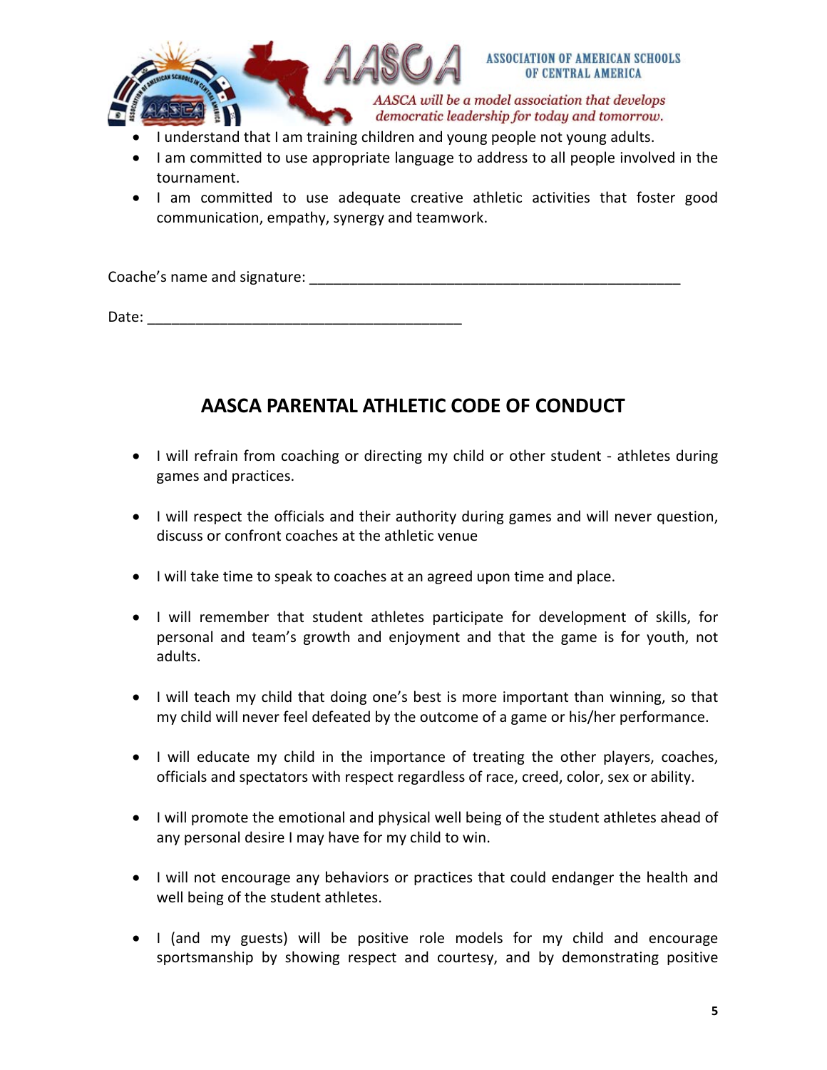- I understand that I am training children and young people not young adults.
- I am committed to use appropriate language to address to all people involved in the tournament.
- I am committed to use adequate creative athletic activities that foster good communication, empathy, synergy and teamwork.

Coache's name and signature: ______________________________________________

Date: ______________________________________

## AASCA PARENTAL ATHLETIC CODE OF CONDUCT

- I will refrain from coaching or directing my child or other student - athletes during games and practices.
- I will respect the officials and their authority during games and will never question, discuss or confront coaches at the athletic venue
- I will take time to speak to coaches at an agreed upon time and place.
- I will remember that student athletes participate for development of skills, for personal and team's growth and enjoyment and that the game is for youth, not adults.
- I will teach my child that doing one's best is more important than winning, so that my child will never feel defeated by the outcome of a game or his/her performance.
- I will educate my child in the importance of treating the other players, coaches, officials and spectators with respect regardless of race, creed, color, sex or ability.
- I will promote the emotional and physical well being of the student athletes ahead of any personal desire I may have for my child to win.
- I will not encourage any behaviors or practices that could endanger the health and well being of the student athletes.
- I (and my guests) will be positive role models for my child and encourage sportsmanship by showing respect and courtesy, and by demonstrating positive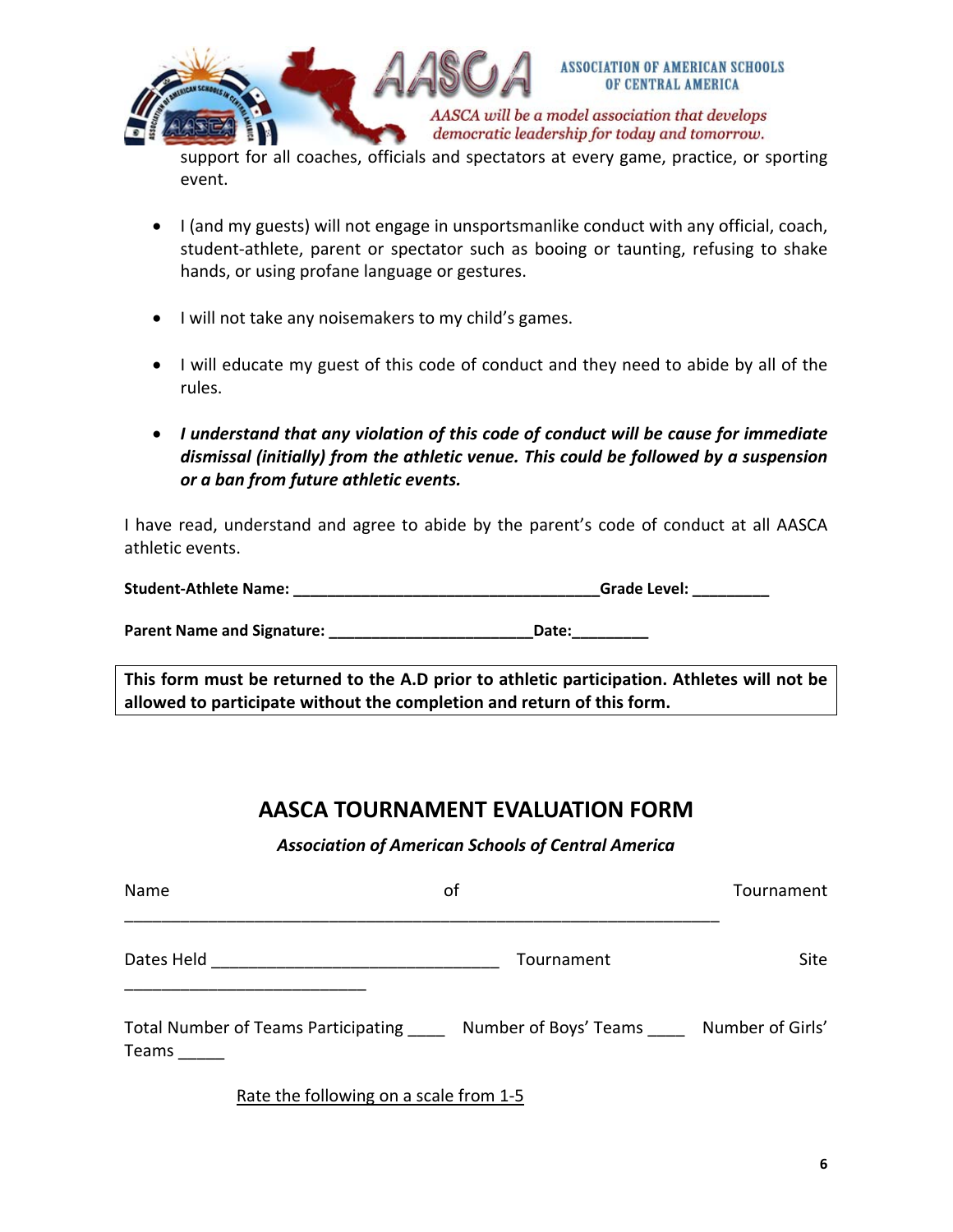support for all coaches, officials and spectators at every game, practice, or sporting event.

- I (and my guests) will not engage in unsportsmanlike conduct with any official, coach, student-athlete, parent or spectator such as booing or taunting, refusing to shake hands, or using profane language or gestures.

- I will not take any noisemakers to my child's games.

- I will educate my guest of this code of conduct and they need to abide by all of the rules.

- ***I understand that any violation of this code of conduct will be cause for immediate dismissal (initially) from the athletic venue. This could be followed by a suspension or a ban from future athletic events.***

I have read, understand and agree to abide by the parent's code of conduct at all AASCA athletic events.

**Student-Athlete Name: ___________________________________Grade Level: _________**

**Parent Name and Signature: _______________________Date:_________**

**This form must be returned to the A.D prior to athletic participation. Athletes will not be allowed to participate without the completion and return of this form.**

## AASCA TOURNAMENT EVALUATION FORM

***Association of American Schools of Central America***

Name of Tournament _________________________________________________________________

Dates Held ________________________________ Tournament Site ___________________________

Total Number of Teams Participating ____ Number of Boys' Teams ____ Number of Girls' Teams _____

Rate the following on a scale from 1-5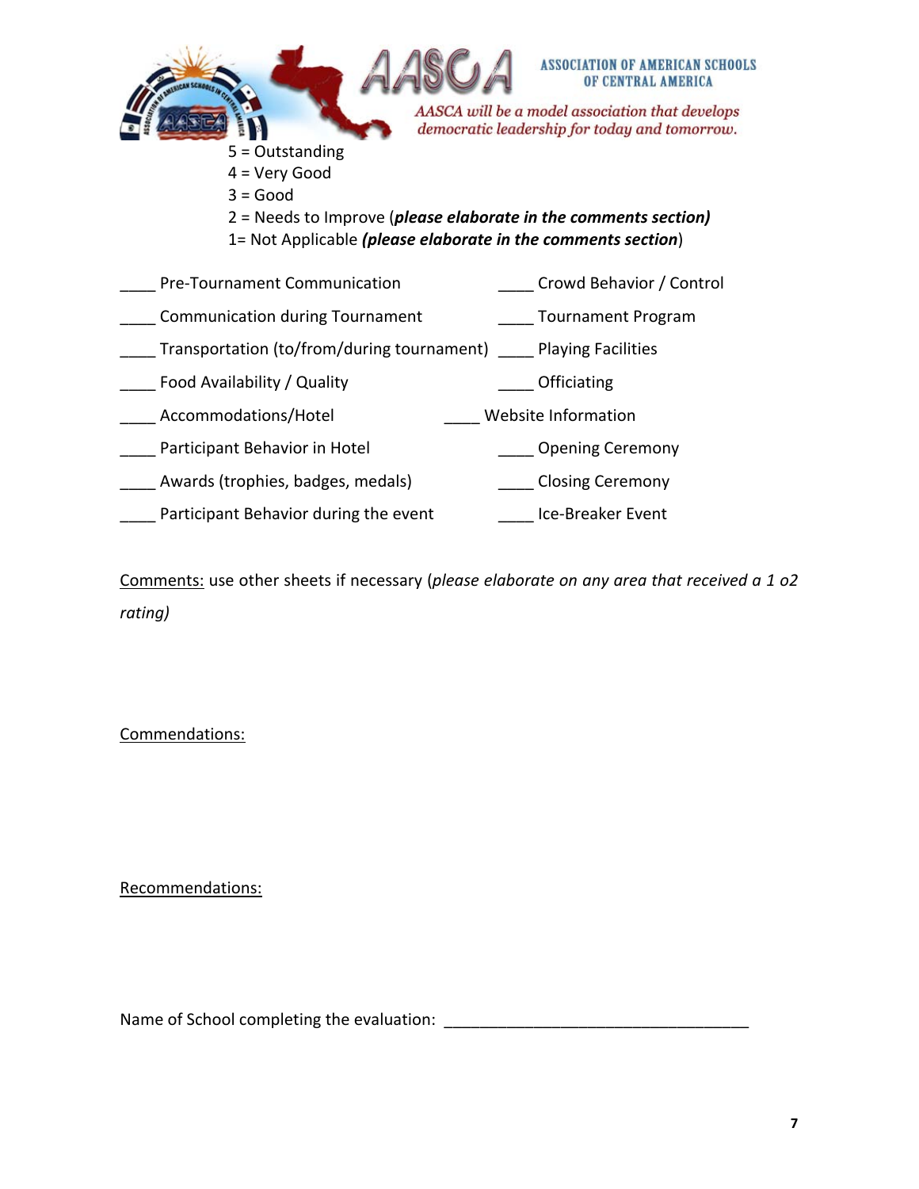ASSOCIATION OF AMERICAN SCHOOLS OF CENTRAL AMERICA

*AASCA will be a model association that develops democratic leadership for today and tomorrow.*

5 = Outstanding
4 = Very Good
3 = Good
2 = Needs to Improve (***please elaborate in the comments section)***
1= Not Applicable ***(please elaborate in the comments section***)

____ Pre-Tournament Communication

____ Communication during Tournament

____ Transportation (to/from/during tournament)

____ Food Availability / Quality

____ Accommodations/Hotel

____ Participant Behavior in Hotel

____ Awards (trophies, badges, medals)

____ Participant Behavior during the event

____ Crowd Behavior / Control

____ Tournament Program

____ Playing Facilities

____ Officiating

____ Website Information

____ Opening Ceremony

____ Closing Ceremony

____ Ice-Breaker Event

Comments: use other sheets if necessary (*please elaborate on any area that received a 1 o2 rating)*

Commendations:

Recommendations:

Name of School completing the evaluation: ___________________________________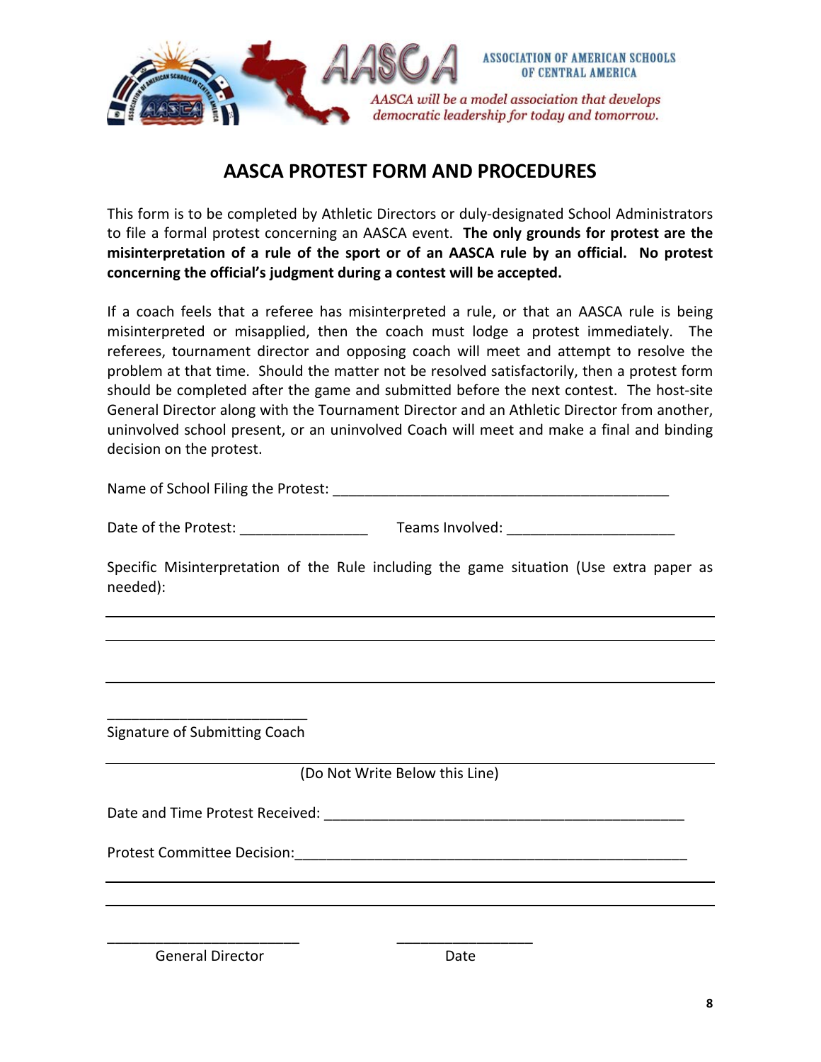ASSOCIATION OF AMERICAN SCHOOLS OF CENTRAL AMERICA

*AASCA will be a model association that develops democratic leadership for today and tomorrow.*

# AASCA PROTEST FORM AND PROCEDURES

This form is to be completed by Athletic Directors or duly-designated School Administrators to file a formal protest concerning an AASCA event. **The only grounds for protest are the misinterpretation of a rule of the sport or of an AASCA rule by an official. No protest concerning the official's judgment during a contest will be accepted.**

If a coach feels that a referee has misinterpreted a rule, or that an AASCA rule is being misinterpreted or misapplied, then the coach must lodge a protest immediately. The referees, tournament director and opposing coach will meet and attempt to resolve the problem at that time. Should the matter not be resolved satisfactorily, then a protest form should be completed after the game and submitted before the next contest. The host-site General Director along with the Tournament Director and an Athletic Director from another, uninvolved school present, or an uninvolved Coach will meet and make a final and binding decision on the protest.

Name of School Filing the Protest: ___________________________________________

Date of the Protest: ________________ Teams Involved: _____________________

Specific Misinterpretation of the Rule including the game situation (Use extra paper as needed):

______________________________________________________________________

______________________________________________________________________

______________________________________________________________________

_________________________
Signature of Submitting Coach

(Do Not Write Below this Line)

Date and Time Protest Received: ______________________________________________

Protest Committee Decision: __________________________________________________

______________________________________________________________________

______________________________________________________________________

_________________________ _________________
General Director Date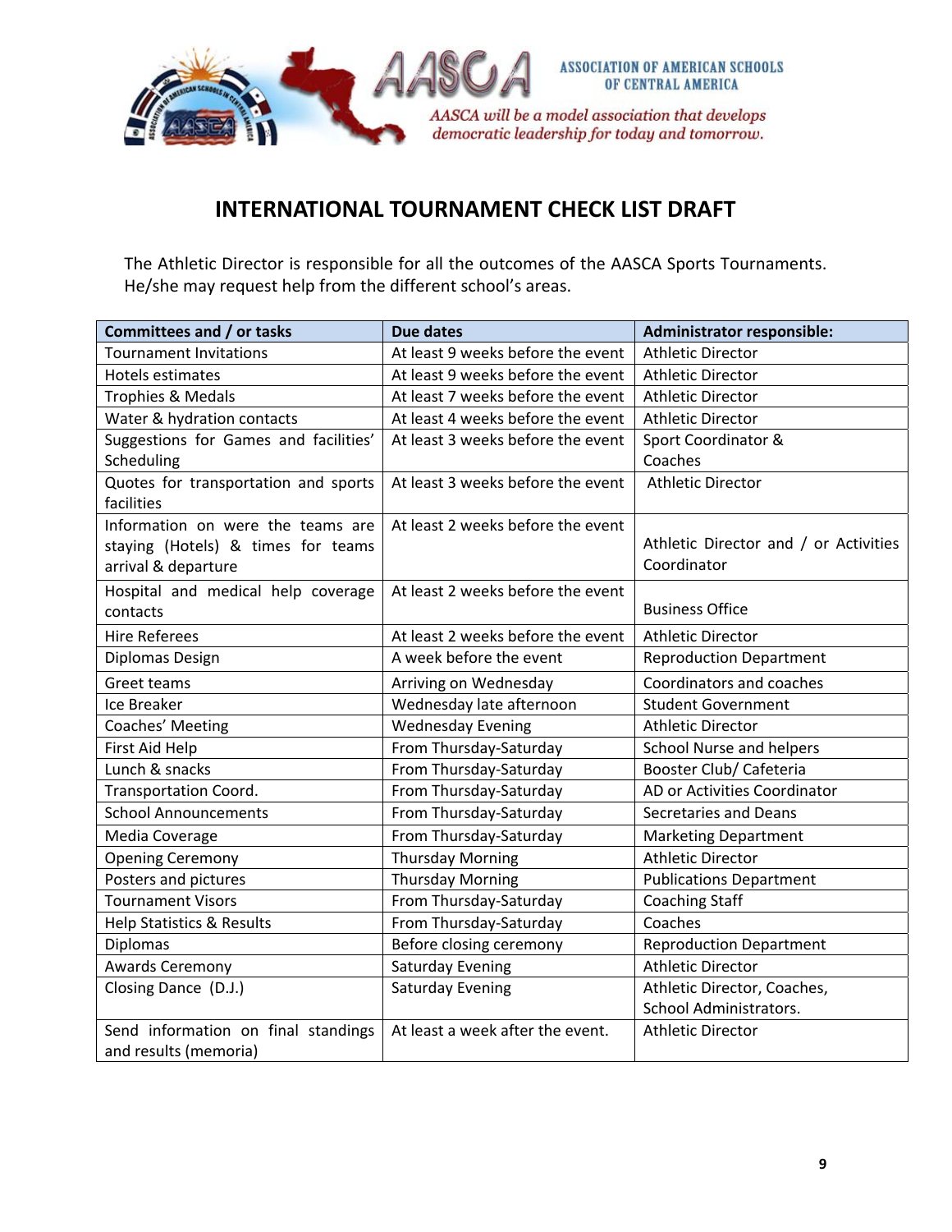ASSOCIATION OF AMERICAN SCHOOLS OF CENTRAL AMERICA

*AASCA will be a model association that develops democratic leadership for today and tomorrow.*

## INTERNATIONAL TOURNAMENT CHECK LIST DRAFT

The Athletic Director is responsible for all the outcomes of the AASCA Sports Tournaments. He/she may request help from the different school's areas.

| Committees and / or tasks | Due dates | Administrator responsible: |
|---|---|---|
| Tournament Invitations | At least 9 weeks before the event | Athletic Director |
| Hotels estimates | At least 9 weeks before the event | Athletic Director |
| Trophies & Medals | At least 7 weeks before the event | Athletic Director |
| Water & hydration contacts | At least 4 weeks before the event | Athletic Director |
| Suggestions for Games and facilities' Scheduling | At least 3 weeks before the event | Sport Coordinator & Coaches |
| Quotes for transportation and sports facilities | At least 3 weeks before the event | Athletic Director |
| Information on were the teams are staying (Hotels) & times for teams arrival & departure | At least 2 weeks before the event | Athletic Director and / or Activities Coordinator |
| Hospital and medical help coverage contacts | At least 2 weeks before the event | Business Office |
| Hire Referees | At least 2 weeks before the event | Athletic Director |
| Diplomas Design | A week before the event | Reproduction Department |
| Greet teams | Arriving on Wednesday | Coordinators and coaches |
| Ice Breaker | Wednesday late afternoon | Student Government |
| Coaches' Meeting | Wednesday Evening | Athletic Director |
| First Aid Help | From Thursday-Saturday | School Nurse and helpers |
| Lunch & snacks | From Thursday-Saturday | Booster Club/ Cafeteria |
| Transportation Coord. | From Thursday-Saturday | AD or Activities Coordinator |
| School Announcements | From Thursday-Saturday | Secretaries and Deans |
| Media Coverage | From Thursday-Saturday | Marketing Department |
| Opening Ceremony | Thursday Morning | Athletic Director |
| Posters and pictures | Thursday Morning | Publications Department |
| Tournament Visors | From Thursday-Saturday | Coaching Staff |
| Help Statistics & Results | From Thursday-Saturday | Coaches |
| Diplomas | Before closing ceremony | Reproduction Department |
| Awards Ceremony | Saturday Evening | Athletic Director |
| Closing Dance (D.J.) | Saturday Evening | Athletic Director, Coaches, School Administrators. |
| Send information on final standings and results (memoria) | At least a week after the event. | Athletic Director |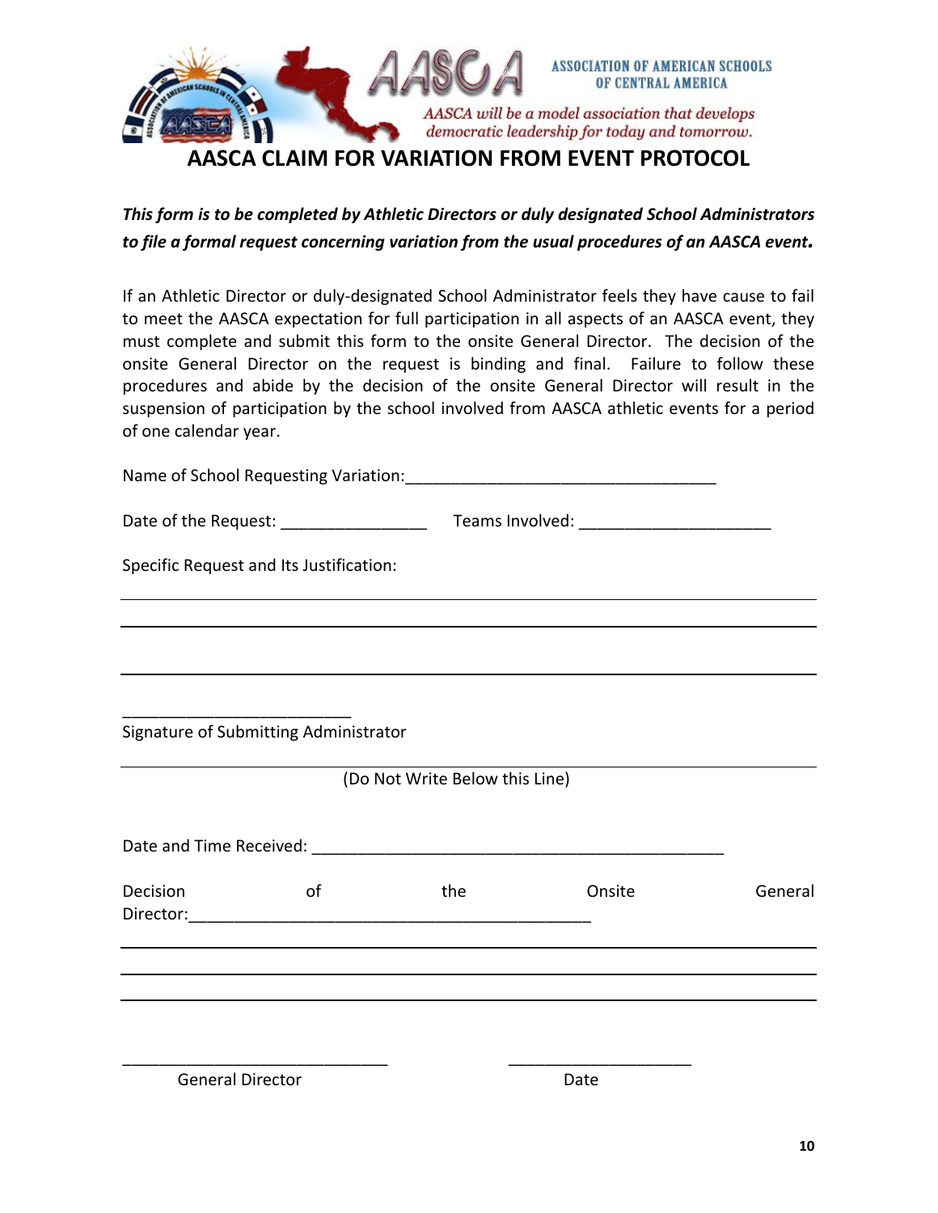ASSOCIATION OF AMERICAN SCHOOLS OF CENTRAL AMERICA

*AASCA will be a model association that develops democratic leadership for today and tomorrow.*

# AASCA CLAIM FOR VARIATION FROM EVENT PROTOCOL

***This form is to be completed by Athletic Directors or duly designated School Administrators to file a formal request concerning variation from the usual procedures of an AASCA event.***

If an Athletic Director or duly-designated School Administrator feels they have cause to fail to meet the AASCA expectation for full participation in all aspects of an AASCA event, they must complete and submit this form to the onsite General Director. The decision of the onsite General Director on the request is binding and final. Failure to follow these procedures and abide by the decision of the onsite General Director will result in the suspension of participation by the school involved from AASCA athletic events for a period of one calendar year.

Name of School Requesting Variation:__________________________________

Date of the Request: ________________ Teams Involved: _____________________

Specific Request and Its Justification:

_____________________________________________________________________________

_____________________________________________________________________________

_____________________________________________________________________________

_________________________

Signature of Submitting Administrator

_____________________________________________________________________________

(Do Not Write Below this Line)

Date and Time Received: _____________________________________________

Decision of the Onsite General Director:____________________________________________

_____________________________________________________________________________

_____________________________________________________________________________

_____________________________________________________________________________

_____________________________ ____________________

General Director Date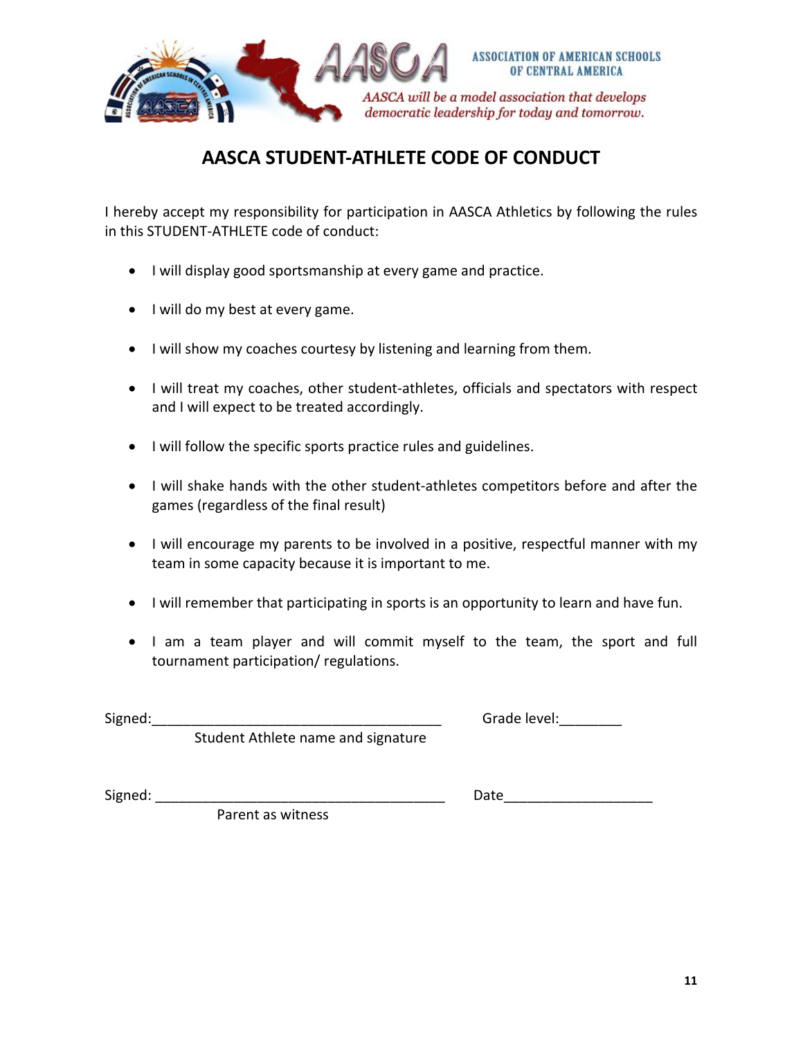ASSOCIATION OF AMERICAN SCHOOLS OF CENTRAL AMERICA

*AASCA will be a model association that develops democratic leadership for today and tomorrow.*

# AASCA STUDENT-ATHLETE CODE OF CONDUCT

I hereby accept my responsibility for participation in AASCA Athletics by following the rules in this STUDENT-ATHLETE code of conduct:

- I will display good sportsmanship at every game and practice.
- I will do my best at every game.
- I will show my coaches courtesy by listening and learning from them.
- I will treat my coaches, other student-athletes, officials and spectators with respect and I will expect to be treated accordingly.
- I will follow the specific sports practice rules and guidelines.
- I will shake hands with the other student-athletes competitors before and after the games (regardless of the final result)
- I will encourage my parents to be involved in a positive, respectful manner with my team in some capacity because it is important to me.
- I will remember that participating in sports is an opportunity to learn and have fun.
- I am a team player and will commit myself to the team, the sport and full tournament participation/ regulations.

Signed:_____________________________________ Grade level:________

Student Athlete name and signature

Signed: _____________________________________ Date__________________

Parent as witness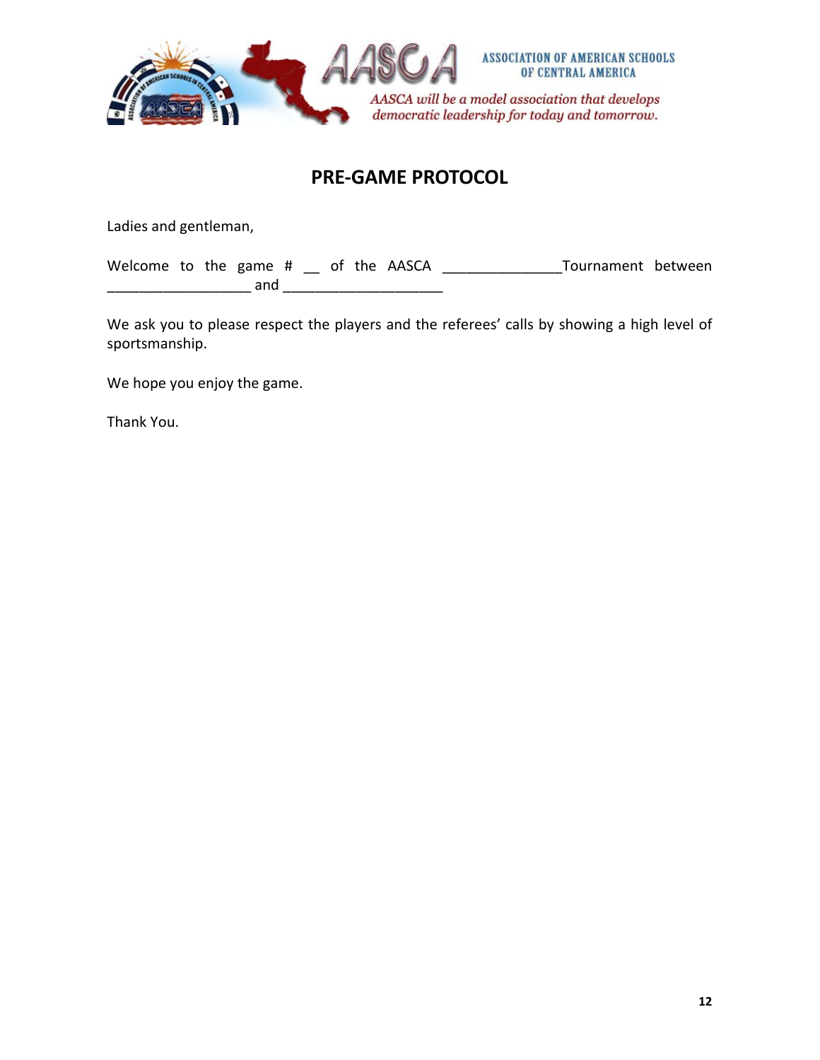ASSOCIATION OF AMERICAN SCHOOLS OF CENTRAL AMERICA

*AASCA will be a model association that develops democratic leadership for today and tomorrow.*

# PRE-GAME PROTOCOL

Ladies and gentleman,

Welcome to the game # __ of the AASCA _______________Tournament between __________________ and ____________________

We ask you to please respect the players and the referees' calls by showing a high level of sportsmanship.

We hope you enjoy the game.

Thank You.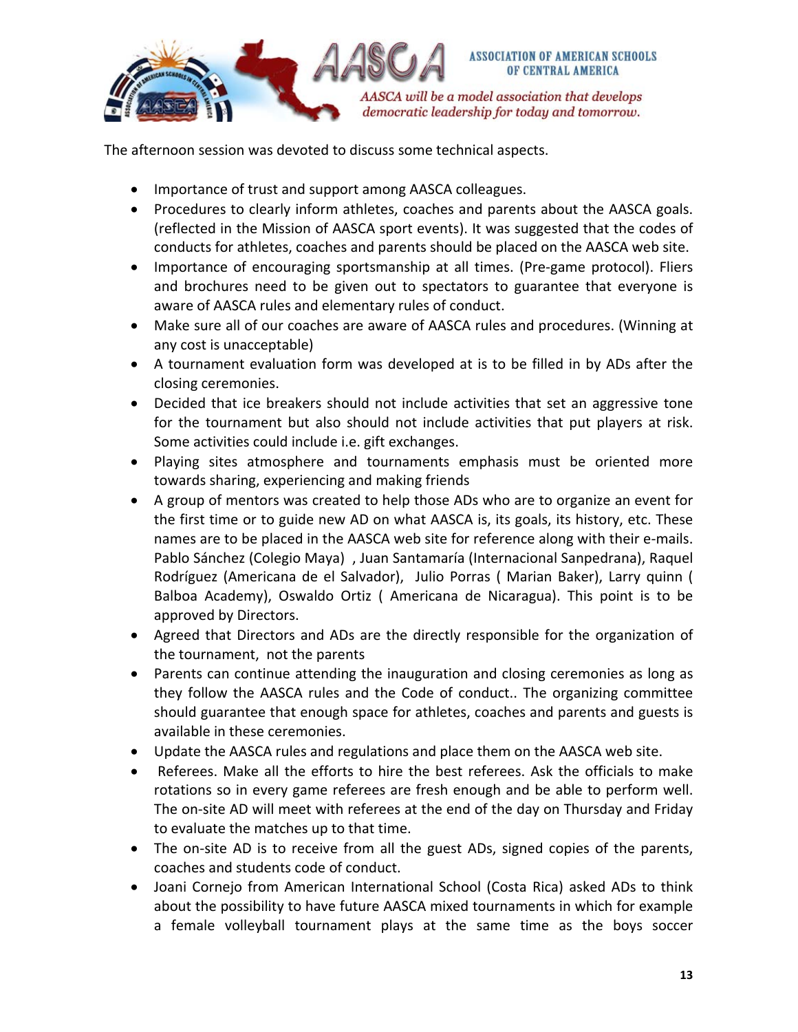The afternoon session was devoted to discuss some technical aspects.

- Importance of trust and support among AASCA colleagues.
- Procedures to clearly inform athletes, coaches and parents about the AASCA goals. (reflected in the Mission of AASCA sport events). It was suggested that the codes of conducts for athletes, coaches and parents should be placed on the AASCA web site.
- Importance of encouraging sportsmanship at all times. (Pre-game protocol). Fliers and brochures need to be given out to spectators to guarantee that everyone is aware of AASCA rules and elementary rules of conduct.
- Make sure all of our coaches are aware of AASCA rules and procedures. (Winning at any cost is unacceptable)
- A tournament evaluation form was developed at is to be filled in by ADs after the closing ceremonies.
- Decided that ice breakers should not include activities that set an aggressive tone for the tournament but also should not include activities that put players at risk. Some activities could include i.e. gift exchanges.
- Playing sites atmosphere and tournaments emphasis must be oriented more towards sharing, experiencing and making friends
- A group of mentors was created to help those ADs who are to organize an event for the first time or to guide new AD on what AASCA is, its goals, its history, etc. These names are to be placed in the AASCA web site for reference along with their e-mails. Pablo Sánchez (Colegio Maya) , Juan Santamaría (Internacional Sanpedrana), Raquel Rodríguez (Americana de el Salvador), Julio Porras ( Marian Baker), Larry quinn ( Balboa Academy), Oswaldo Ortiz ( Americana de Nicaragua). This point is to be approved by Directors.
- Agreed that Directors and ADs are the directly responsible for the organization of the tournament, not the parents
- Parents can continue attending the inauguration and closing ceremonies as long as they follow the AASCA rules and the Code of conduct.. The organizing committee should guarantee that enough space for athletes, coaches and parents and guests is available in these ceremonies.
- Update the AASCA rules and regulations and place them on the AASCA web site.
- Referees. Make all the efforts to hire the best referees. Ask the officials to make rotations so in every game referees are fresh enough and be able to perform well. The on-site AD will meet with referees at the end of the day on Thursday and Friday to evaluate the matches up to that time.
- The on-site AD is to receive from all the guest ADs, signed copies of the parents, coaches and students code of conduct.
- Joani Cornejo from American International School (Costa Rica) asked ADs to think about the possibility to have future AASCA mixed tournaments in which for example a female volleyball tournament plays at the same time as the boys soccer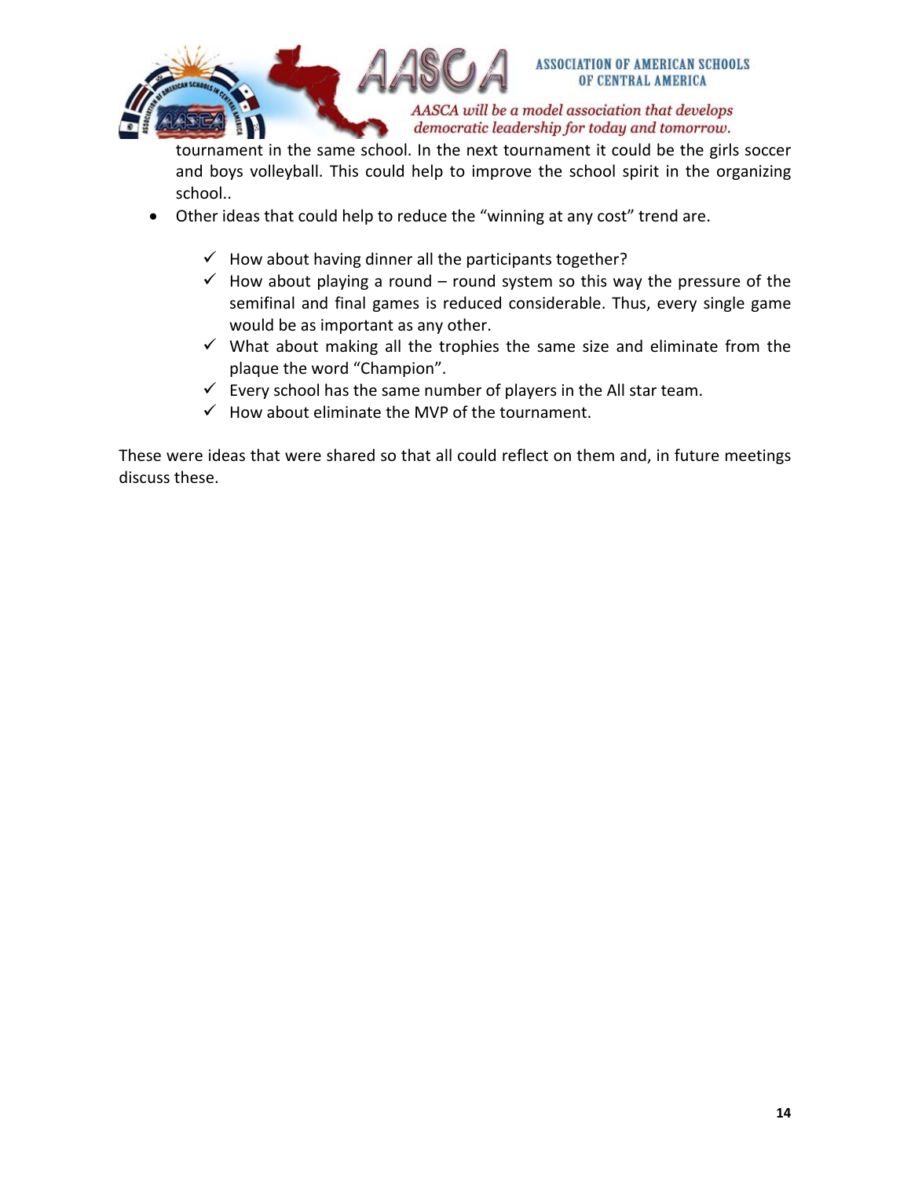tournament in the same school. In the next tournament it could be the girls soccer and boys volleyball. This could help to improve the school spirit in the organizing school..

- Other ideas that could help to reduce the "winning at any cost" trend are.

  - ✓ How about having dinner all the participants together?
  - ✓ How about playing a round – round system so this way the pressure of the semifinal and final games is reduced considerable. Thus, every single game would be as important as any other.
  - ✓ What about making all the trophies the same size and eliminate from the plaque the word "Champion".
  - ✓ Every school has the same number of players in the All star team.
  - ✓ How about eliminate the MVP of the tournament.

These were ideas that were shared so that all could reflect on them and, in future meetings discuss these.